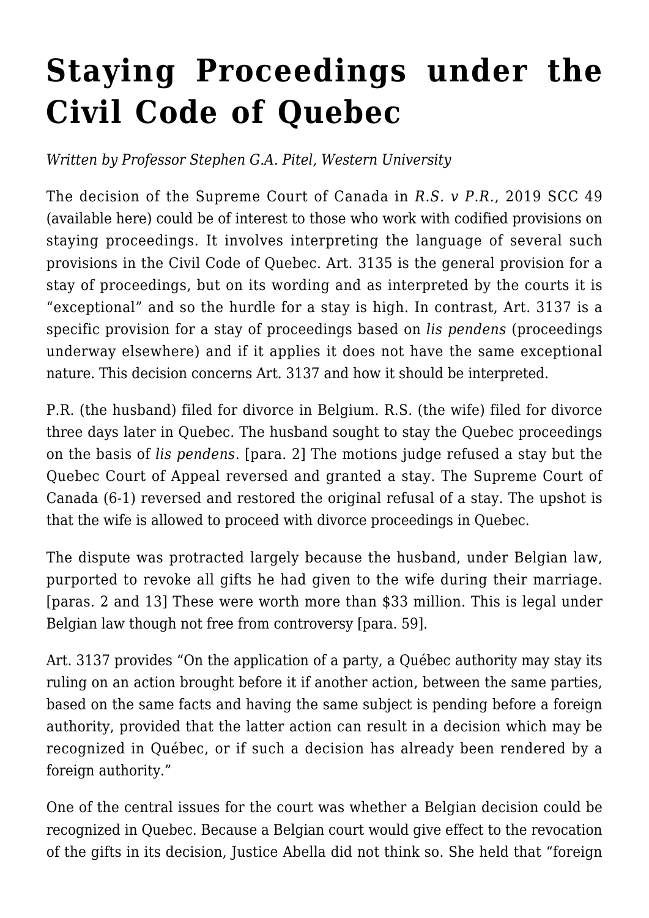# Staying Proceedings under the Civil Code of Quebec

*Written by Professor Stephen G.A. Pitel, Western University*

The decision of the Supreme Court of Canada in *R.S. v P.R.*, 2019 SCC 49 (available here) could be of interest to those who work with codified provisions on staying proceedings. It involves interpreting the language of several such provisions in the Civil Code of Quebec. Art. 3135 is the general provision for a stay of proceedings, but on its wording and as interpreted by the courts it is "exceptional" and so the hurdle for a stay is high. In contrast, Art. 3137 is a specific provision for a stay of proceedings based on *lis pendens* (proceedings underway elsewhere) and if it applies it does not have the same exceptional nature. This decision concerns Art. 3137 and how it should be interpreted.

P.R. (the husband) filed for divorce in Belgium. R.S. (the wife) filed for divorce three days later in Quebec. The husband sought to stay the Quebec proceedings on the basis of *lis pendens*. [para. 2] The motions judge refused a stay but the Quebec Court of Appeal reversed and granted a stay. The Supreme Court of Canada (6-1) reversed and restored the original refusal of a stay. The upshot is that the wife is allowed to proceed with divorce proceedings in Quebec.

The dispute was protracted largely because the husband, under Belgian law, purported to revoke all gifts he had given to the wife during their marriage. [paras. 2 and 13] These were worth more than $33 million. This is legal under Belgian law though not free from controversy [para. 59].

Art. 3137 provides "On the application of a party, a Québec authority may stay its ruling on an action brought before it if another action, between the same parties, based on the same facts and having the same subject is pending before a foreign authority, provided that the latter action can result in a decision which may be recognized in Québec, or if such a decision has already been rendered by a foreign authority."

One of the central issues for the court was whether a Belgian decision could be recognized in Quebec. Because a Belgian court would give effect to the revocation of the gifts in its decision, Justice Abella did not think so. She held that "foreign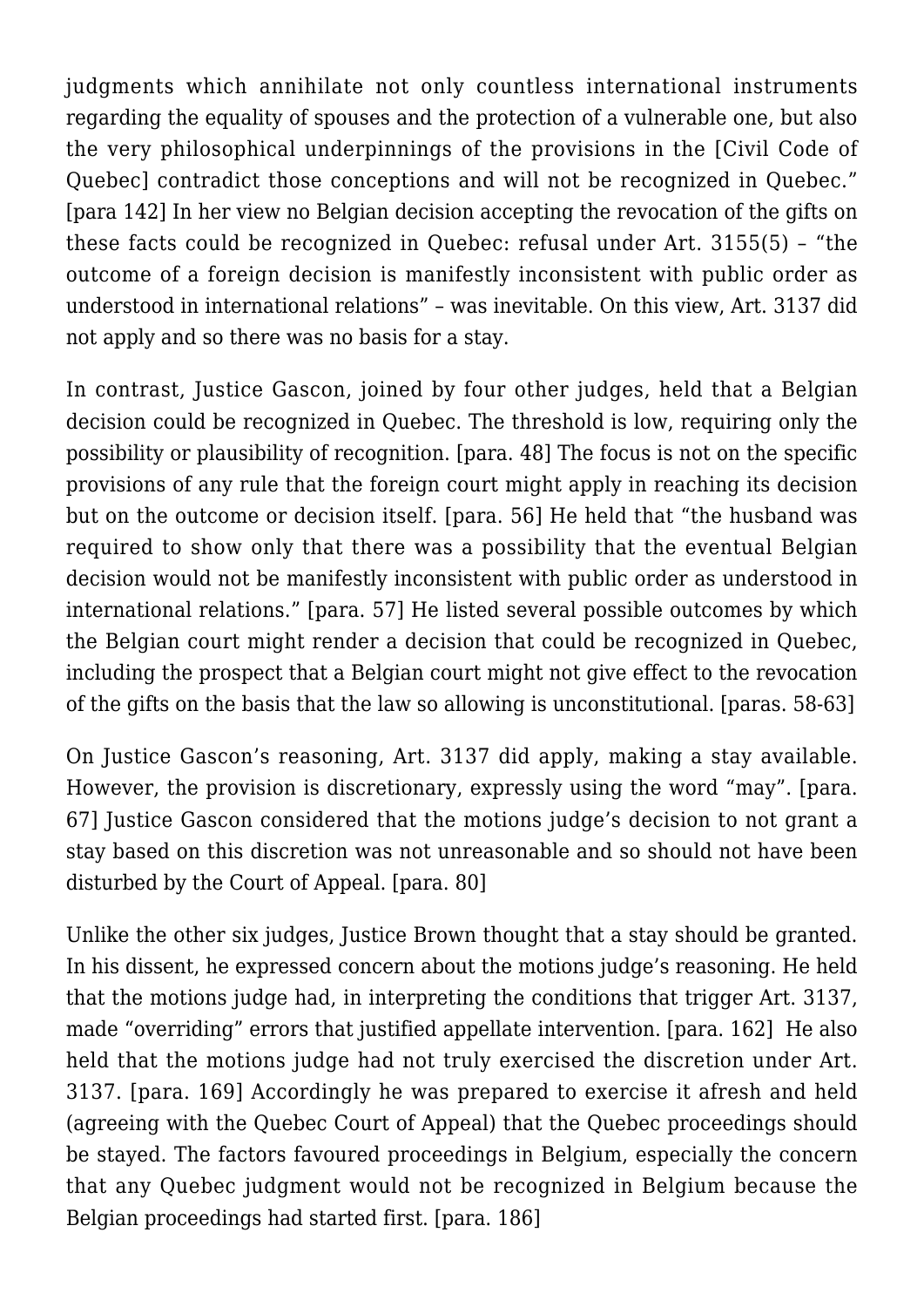judgments which annihilate not only countless international instruments regarding the equality of spouses and the protection of a vulnerable one, but also the very philosophical underpinnings of the provisions in the [Civil Code of Quebec] contradict those conceptions and will not be recognized in Quebec." [para 142] In her view no Belgian decision accepting the revocation of the gifts on these facts could be recognized in Quebec: refusal under Art. 3155(5) – "the outcome of a foreign decision is manifestly inconsistent with public order as understood in international relations" – was inevitable. On this view, Art. 3137 did not apply and so there was no basis for a stay.

In contrast, Justice Gascon, joined by four other judges, held that a Belgian decision could be recognized in Quebec. The threshold is low, requiring only the possibility or plausibility of recognition. [para. 48] The focus is not on the specific provisions of any rule that the foreign court might apply in reaching its decision but on the outcome or decision itself. [para. 56] He held that "the husband was required to show only that there was a possibility that the eventual Belgian decision would not be manifestly inconsistent with public order as understood in international relations." [para. 57] He listed several possible outcomes by which the Belgian court might render a decision that could be recognized in Quebec, including the prospect that a Belgian court might not give effect to the revocation of the gifts on the basis that the law so allowing is unconstitutional. [paras. 58-63]

On Justice Gascon's reasoning, Art. 3137 did apply, making a stay available. However, the provision is discretionary, expressly using the word "may". [para. 67] Justice Gascon considered that the motions judge's decision to not grant a stay based on this discretion was not unreasonable and so should not have been disturbed by the Court of Appeal. [para. 80]

Unlike the other six judges, Justice Brown thought that a stay should be granted. In his dissent, he expressed concern about the motions judge's reasoning. He held that the motions judge had, in interpreting the conditions that trigger Art. 3137, made "overriding" errors that justified appellate intervention. [para. 162] He also held that the motions judge had not truly exercised the discretion under Art. 3137. [para. 169] Accordingly he was prepared to exercise it afresh and held (agreeing with the Quebec Court of Appeal) that the Quebec proceedings should be stayed. The factors favoured proceedings in Belgium, especially the concern that any Quebec judgment would not be recognized in Belgium because the Belgian proceedings had started first. [para. 186]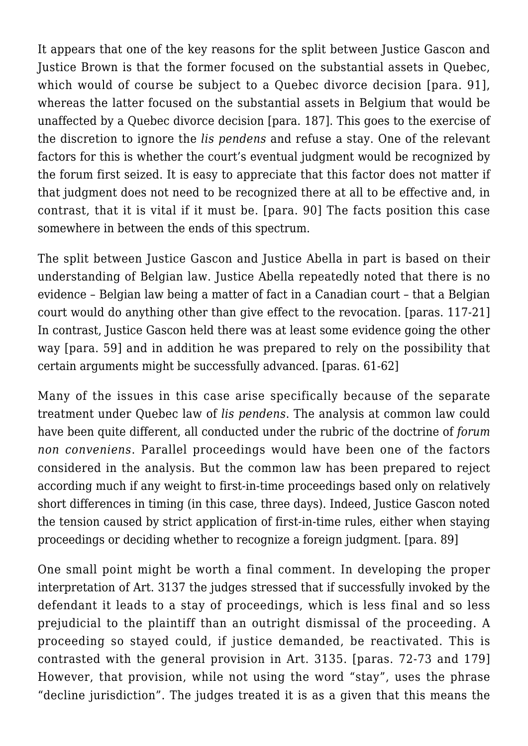It appears that one of the key reasons for the split between Justice Gascon and Justice Brown is that the former focused on the substantial assets in Quebec, which would of course be subject to a Quebec divorce decision [para. 91], whereas the latter focused on the substantial assets in Belgium that would be unaffected by a Quebec divorce decision [para. 187]. This goes to the exercise of the discretion to ignore the *lis pendens* and refuse a stay. One of the relevant factors for this is whether the court's eventual judgment would be recognized by the forum first seized. It is easy to appreciate that this factor does not matter if that judgment does not need to be recognized there at all to be effective and, in contrast, that it is vital if it must be. [para. 90] The facts position this case somewhere in between the ends of this spectrum.

The split between Justice Gascon and Justice Abella in part is based on their understanding of Belgian law. Justice Abella repeatedly noted that there is no evidence – Belgian law being a matter of fact in a Canadian court – that a Belgian court would do anything other than give effect to the revocation. [paras. 117-21] In contrast, Justice Gascon held there was at least some evidence going the other way [para. 59] and in addition he was prepared to rely on the possibility that certain arguments might be successfully advanced. [paras. 61-62]

Many of the issues in this case arise specifically because of the separate treatment under Quebec law of *lis pendens*. The analysis at common law could have been quite different, all conducted under the rubric of the doctrine of *forum non conveniens*. Parallel proceedings would have been one of the factors considered in the analysis. But the common law has been prepared to reject according much if any weight to first-in-time proceedings based only on relatively short differences in timing (in this case, three days). Indeed, Justice Gascon noted the tension caused by strict application of first-in-time rules, either when staying proceedings or deciding whether to recognize a foreign judgment. [para. 89]

One small point might be worth a final comment. In developing the proper interpretation of Art. 3137 the judges stressed that if successfully invoked by the defendant it leads to a stay of proceedings, which is less final and so less prejudicial to the plaintiff than an outright dismissal of the proceeding. A proceeding so stayed could, if justice demanded, be reactivated. This is contrasted with the general provision in Art. 3135. [paras. 72-73 and 179] However, that provision, while not using the word "stay", uses the phrase "decline jurisdiction". The judges treated it is as a given that this means the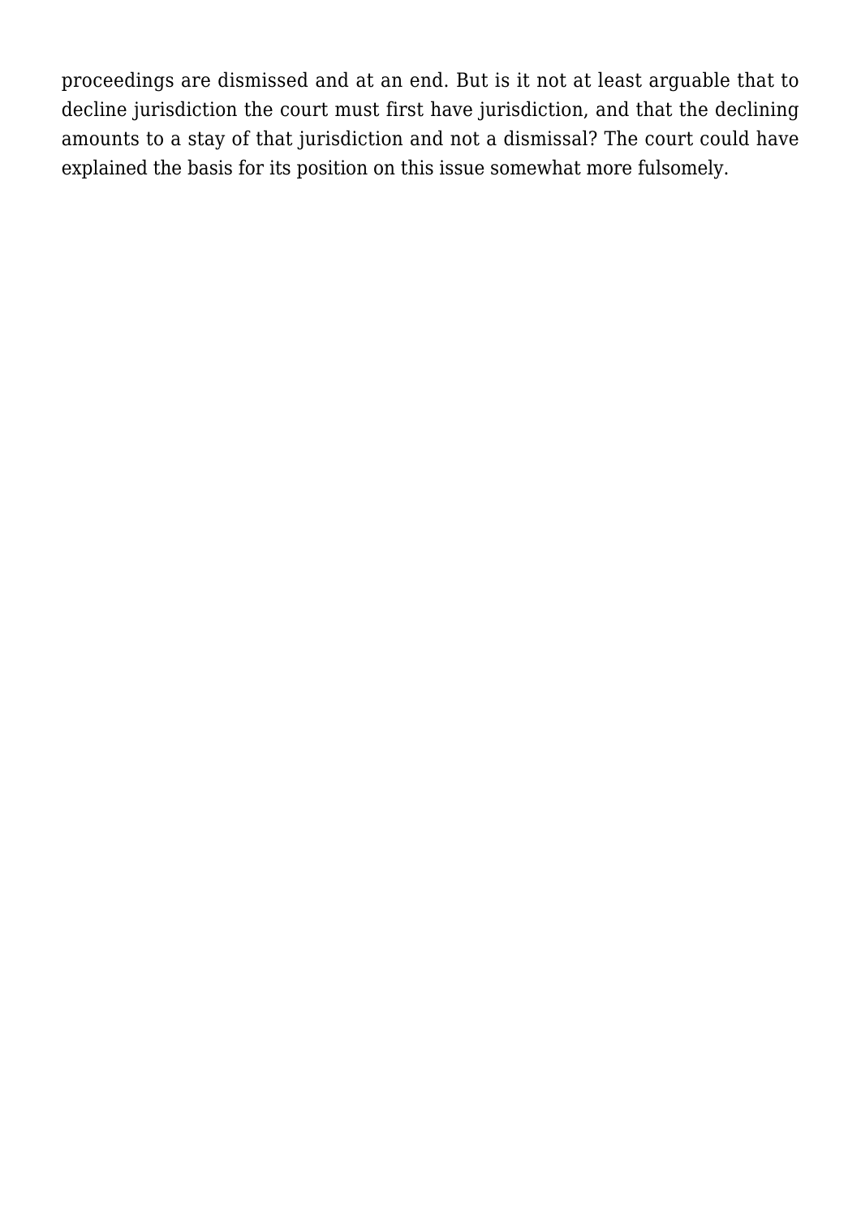proceedings are dismissed and at an end. But is it not at least arguable that to decline jurisdiction the court must first have jurisdiction, and that the declining amounts to a stay of that jurisdiction and not a dismissal? The court could have explained the basis for its position on this issue somewhat more fulsomely.